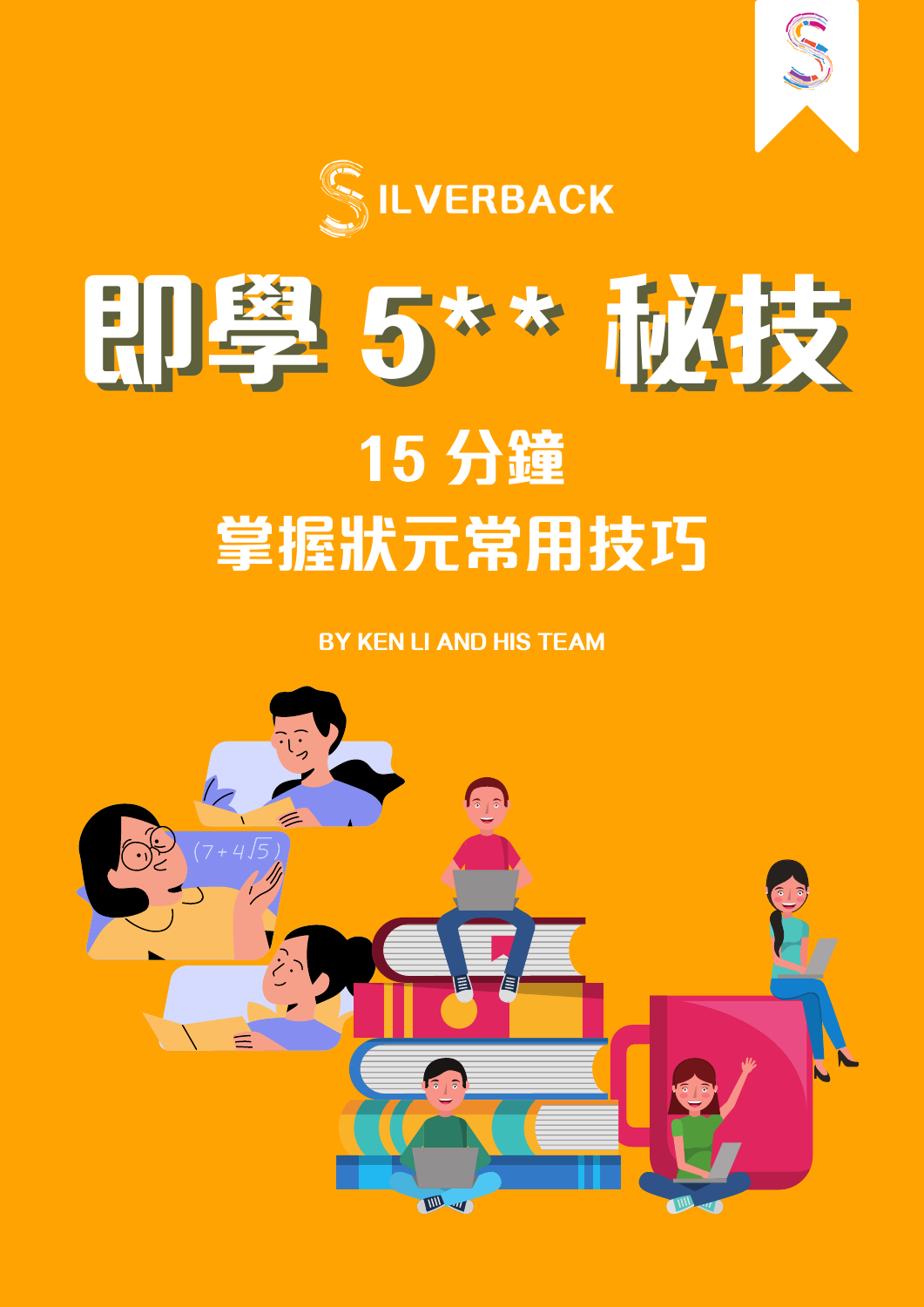SILVERBACK

# 即學 5** 秘技

## 15 分鐘
## 掌握狀元常用技巧

BY KEN LI AND HIS TEAM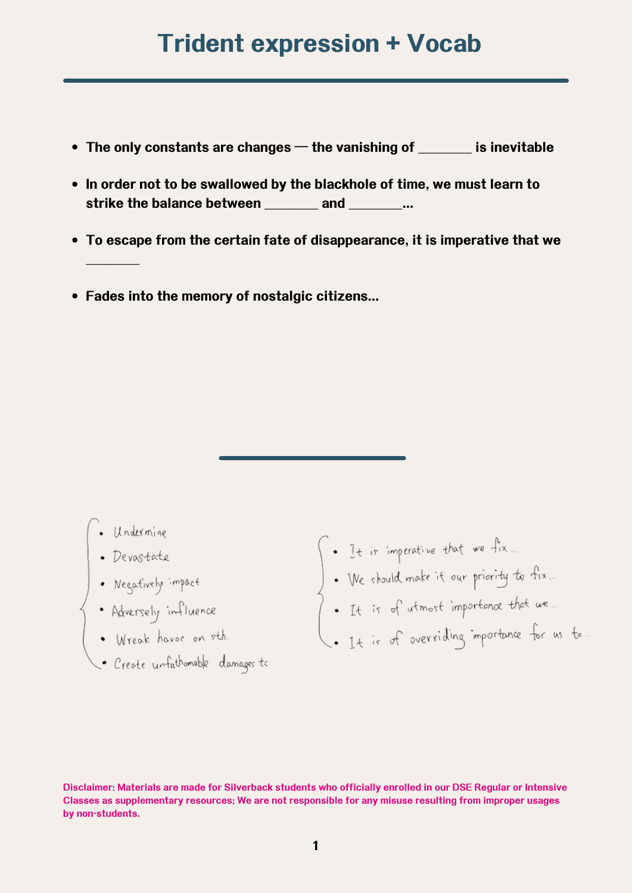# Trident expression + Vocab

- **The only constants are changes — the vanishing of _______ is inevitable**
- **In order not to be swallowed by the blackhole of time, we must learn to strike the balance between _______ and _______...**
- **To escape from the certain fate of disappearance, it is imperative that we _______**
- **Fades into the memory of nostalgic citizens...**

---

- Undermine
- Devastate
- Negatively impact
- Adversely influence
- Wreak havoc on sth.
- Create unfathomable damages to

- It is imperative that we fix...
- We should make it our priority to fix...
- It is of utmost importance that we...
- It is of overriding importance for us to...

**Disclaimer: Materials are made for Silverback students who officially enrolled in our DSE Regular or Intensive Classes as supplementary resources; We are not responsible for any misuse resulting from improper usages by non-students.**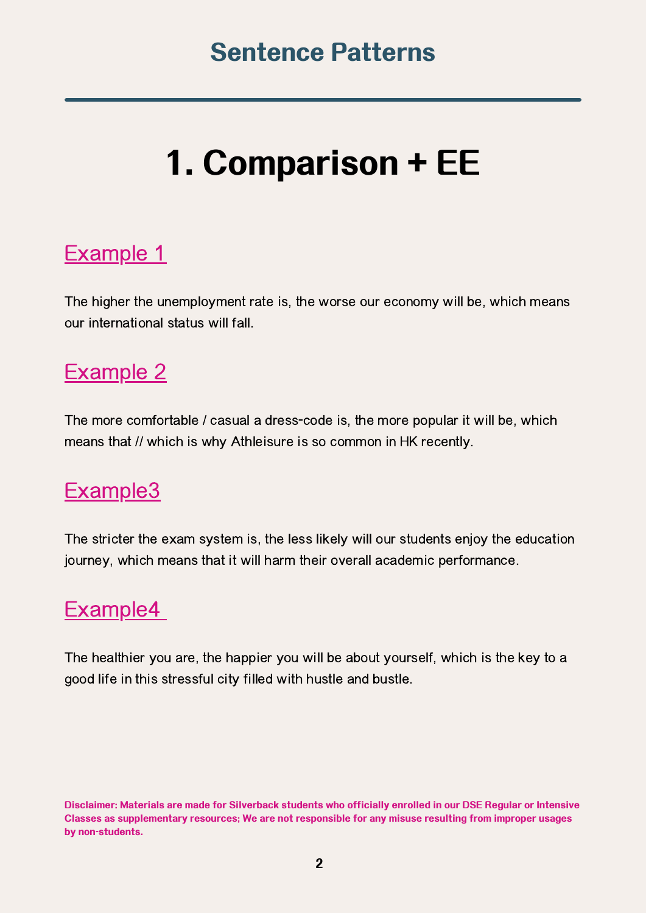# Sentence Patterns

## 1. Comparison + EE

### Example 1

The higher the unemployment rate is, the worse our economy will be, which means our international status will fall.

### Example 2

The more comfortable / casual a dress-code is, the more popular it will be, which means that // which is why Athleisure is so common in HK recently.

### Example3

The stricter the exam system is, the less likely will our students enjoy the education journey, which means that it will harm their overall academic performance.

### Example4

The healthier you are, the happier you will be about yourself, which is the key to a good life in this stressful city filled with hustle and bustle.

**Disclaimer: Materials are made for Silverback students who officially enrolled in our DSE Regular or Intensive Classes as supplementary resources; We are not responsible for any misuse resulting from improper usages by non-students.**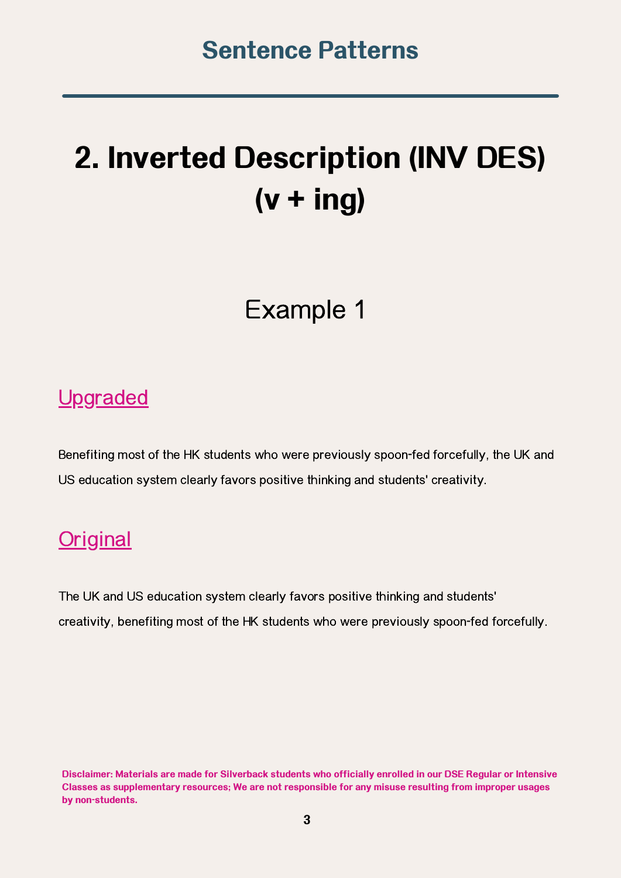## Sentence Patterns

# 2. Inverted Description (INV DES) (v + ing)

### Example 1

#### Upgraded

Benefiting most of the HK students who were previously spoon-fed forcefully, the UK and US education system clearly favors positive thinking and students' creativity.

#### Original

The UK and US education system clearly favors positive thinking and students' creativity, benefiting most of the HK students who were previously spoon-fed forcefully.

**Disclaimer: Materials are made for Silverback students who officially enrolled in our DSE Regular or Intensive Classes as supplementary resources; We are not responsible for any misuse resulting from improper usages by non-students.**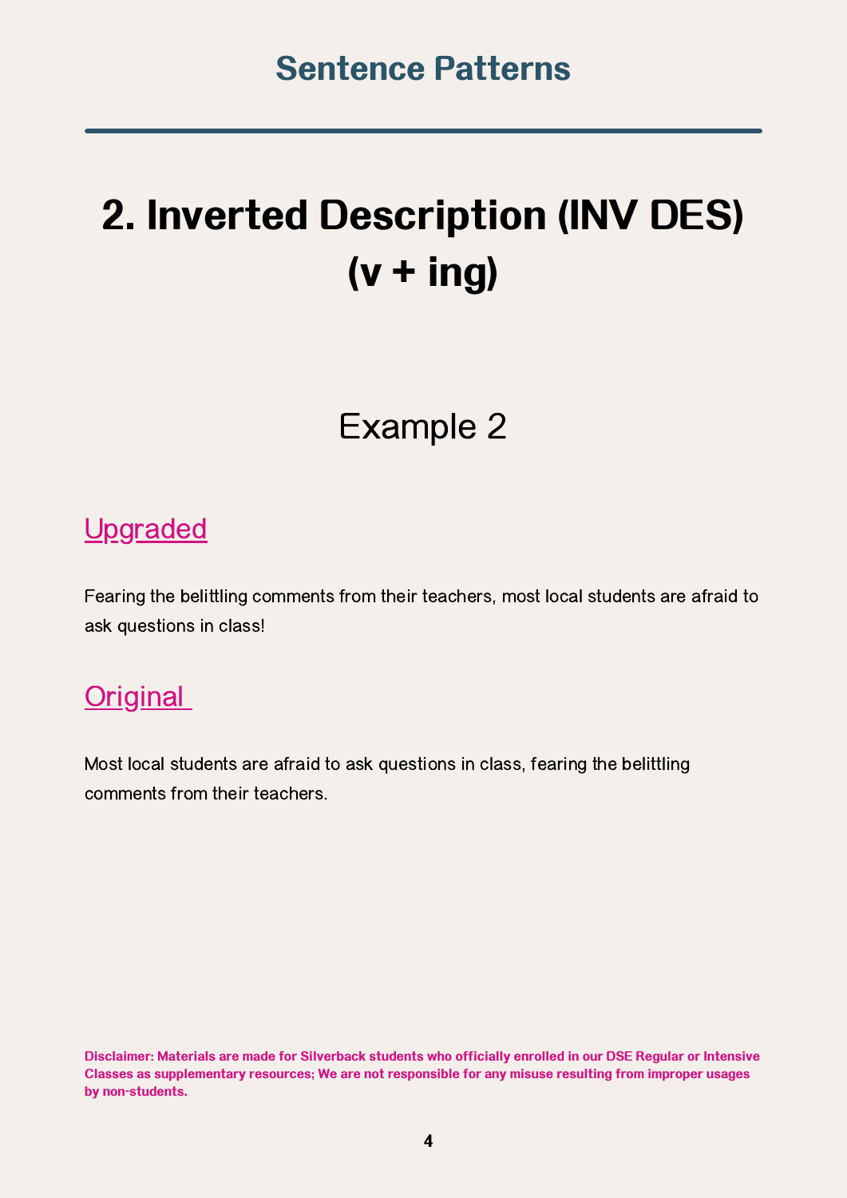# Sentence Patterns

## 2. Inverted Description (INV DES) (v + ing)

### Example 2

#### Upgraded

Fearing the belittling comments from their teachers, most local students are afraid to ask questions in class!

#### Original

Most local students are afraid to ask questions in class, fearing the belittling comments from their teachers.

**Disclaimer: Materials are made for Silverback students who officially enrolled in our DSE Regular or Intensive Classes as supplementary resources; We are not responsible for any misuse resulting from improper usages by non-students.**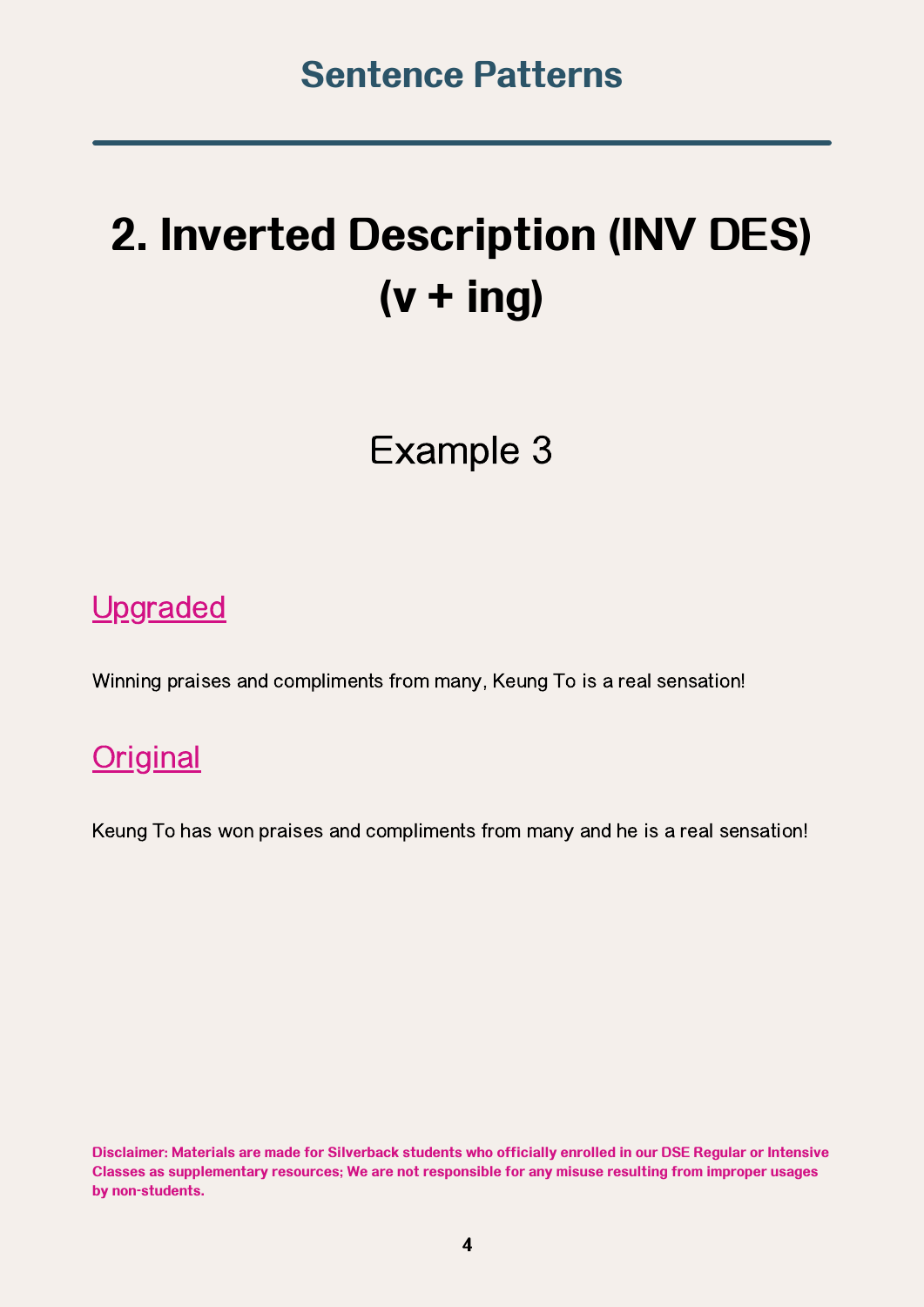# 2. Inverted Description (INV DES) (v + ing)

## Example 3

### Upgraded

Winning praises and compliments from many, Keung To is a real sensation!

### Original

Keung To has won praises and compliments from many and he is a real sensation!

**Disclaimer: Materials are made for Silverback students who officially enrolled in our DSE Regular or Intensive Classes as supplementary resources; We are not responsible for any misuse resulting from improper usages by non-students.**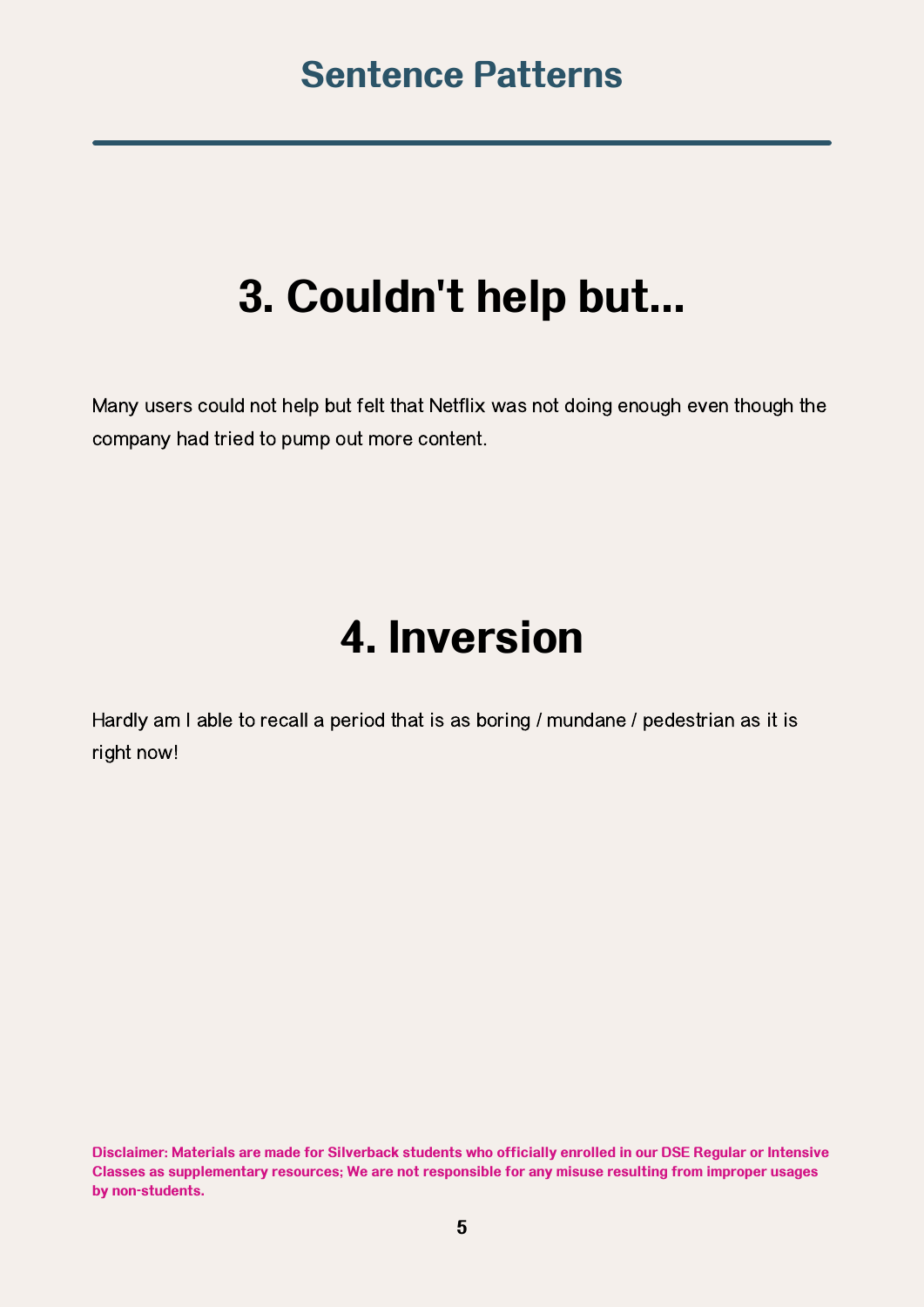## Sentence Patterns

# 3. Couldn't help but...

Many users could not help but felt that Netflix was not doing enough even though the company had tried to pump out more content.

# 4. Inversion

Hardly am I able to recall a period that is as boring / mundane / pedestrian as it is right now!

**Disclaimer: Materials are made for Silverback students who officially enrolled in our DSE Regular or Intensive Classes as supplementary resources; We are not responsible for any misuse resulting from improper usages by non-students.**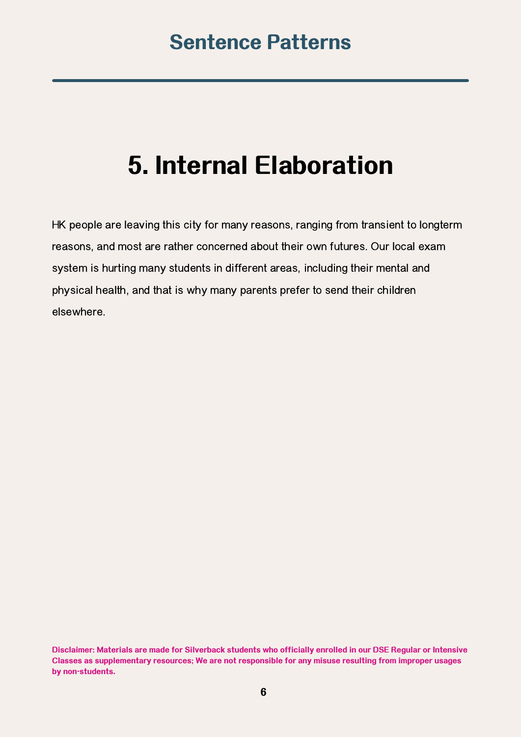# 5. Internal Elaboration

HK people are leaving this city for many reasons, ranging from transient to longterm reasons, and most are rather concerned about their own futures. Our local exam system is hurting many students in different areas, including their mental and physical health, and that is why many parents prefer to send their children elsewhere.

**Disclaimer: Materials are made for Silverback students who officially enrolled in our DSE Regular or Intensive Classes as supplementary resources; We are not responsible for any misuse resulting from improper usages by non-students.**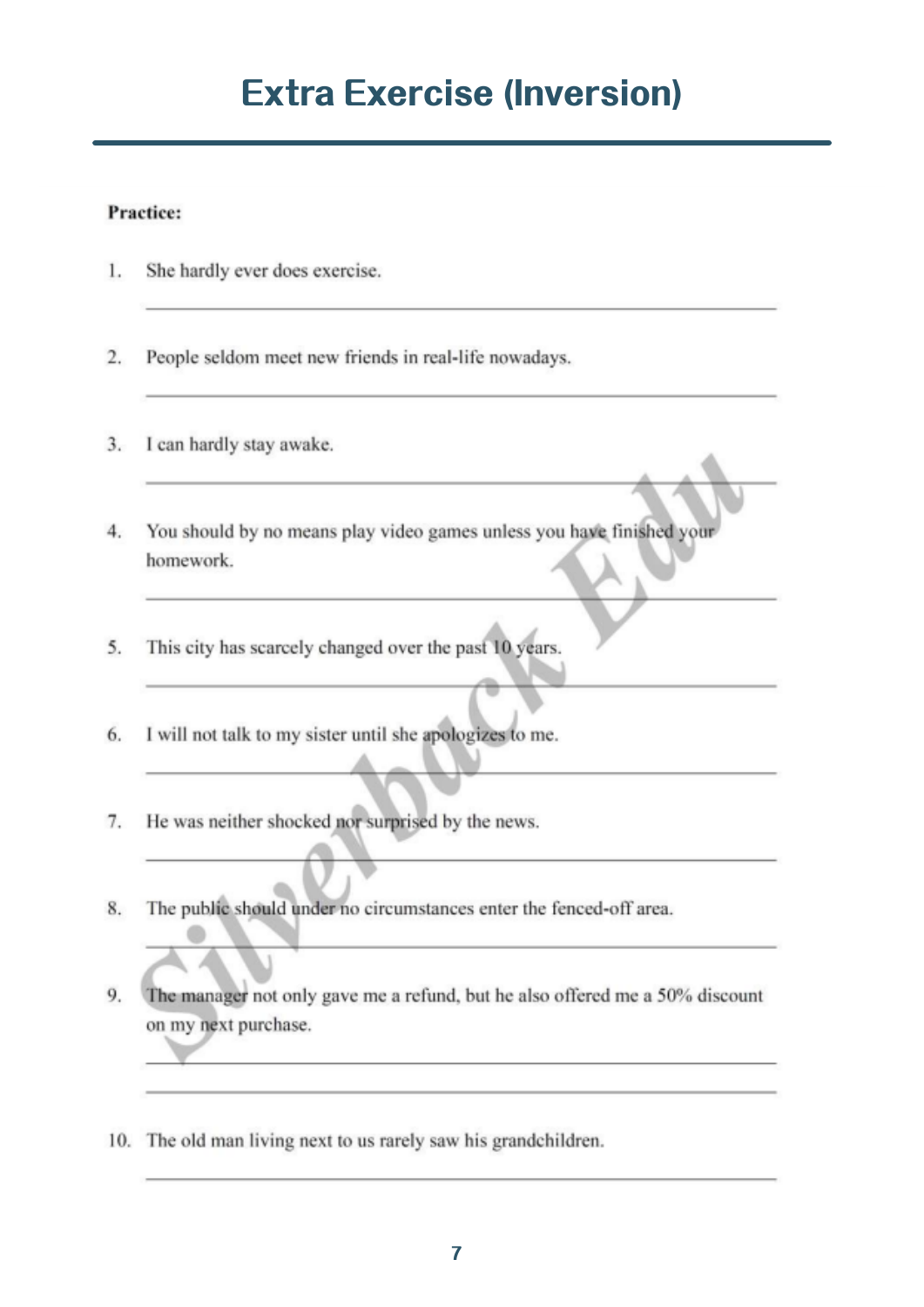# Extra Exercise (Inversion)

**Practice:**

1. She hardly ever does exercise.

2. People seldom meet new friends in real-life nowadays.

3. I can hardly stay awake.

4. You should by no means play video games unless you have finished your homework.

5. This city has scarcely changed over the past 10 years.

6. I will not talk to my sister until she apologizes to me.

7. He was neither shocked nor surprised by the news.

8. The public should under no circumstances enter the fenced-off area.

9. The manager not only gave me a refund, but he also offered me a 50% discount on my next purchase.

10. The old man living next to us rarely saw his grandchildren.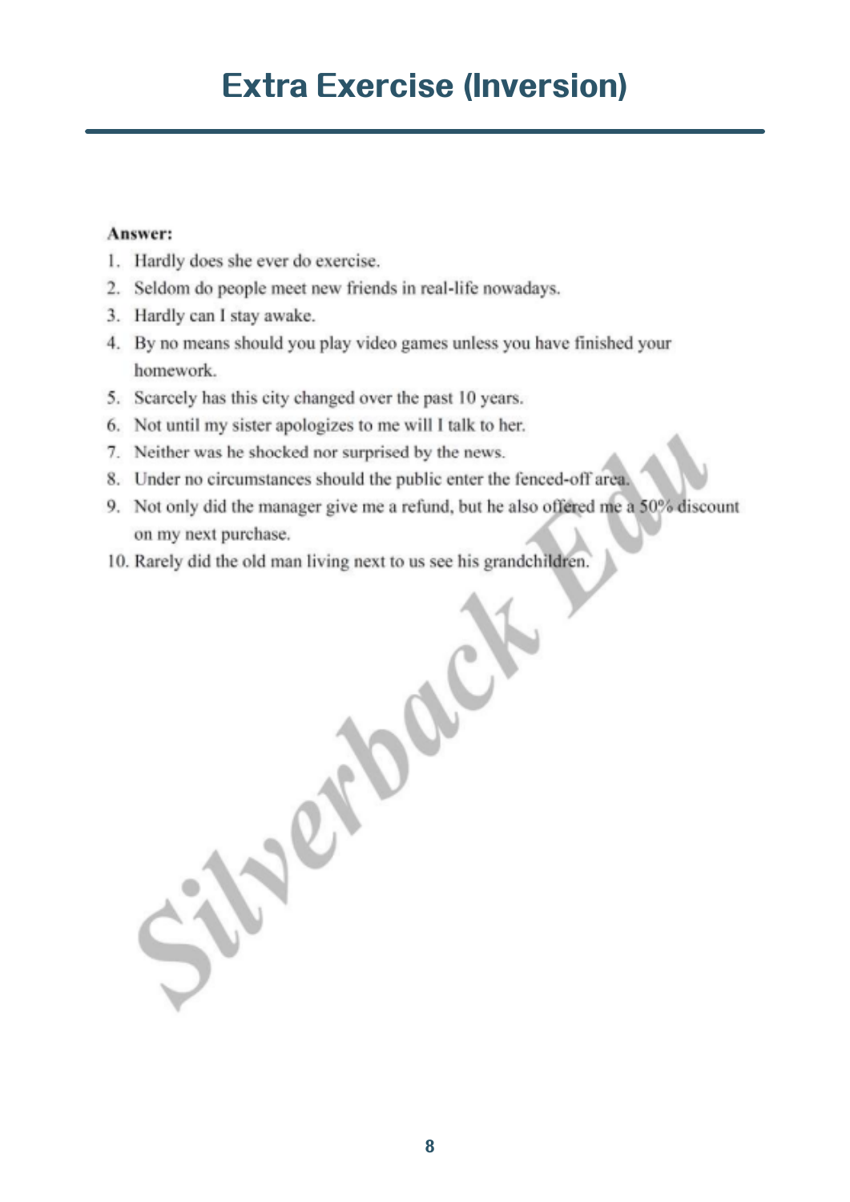# Extra Exercise (Inversion)

**Answer:**

1. Hardly does she ever do exercise.
2. Seldom do people meet new friends in real-life nowadays.
3. Hardly can I stay awake.
4. By no means should you play video games unless you have finished your homework.
5. Scarcely has this city changed over the past 10 years.
6. Not until my sister apologizes to me will I talk to her.
7. Neither was he shocked nor surprised by the news.
8. Under no circumstances should the public enter the fenced-off area.
9. Not only did the manager give me a refund, but he also offered me a 50% discount on my next purchase.
10. Rarely did the old man living next to us see his grandchildren.